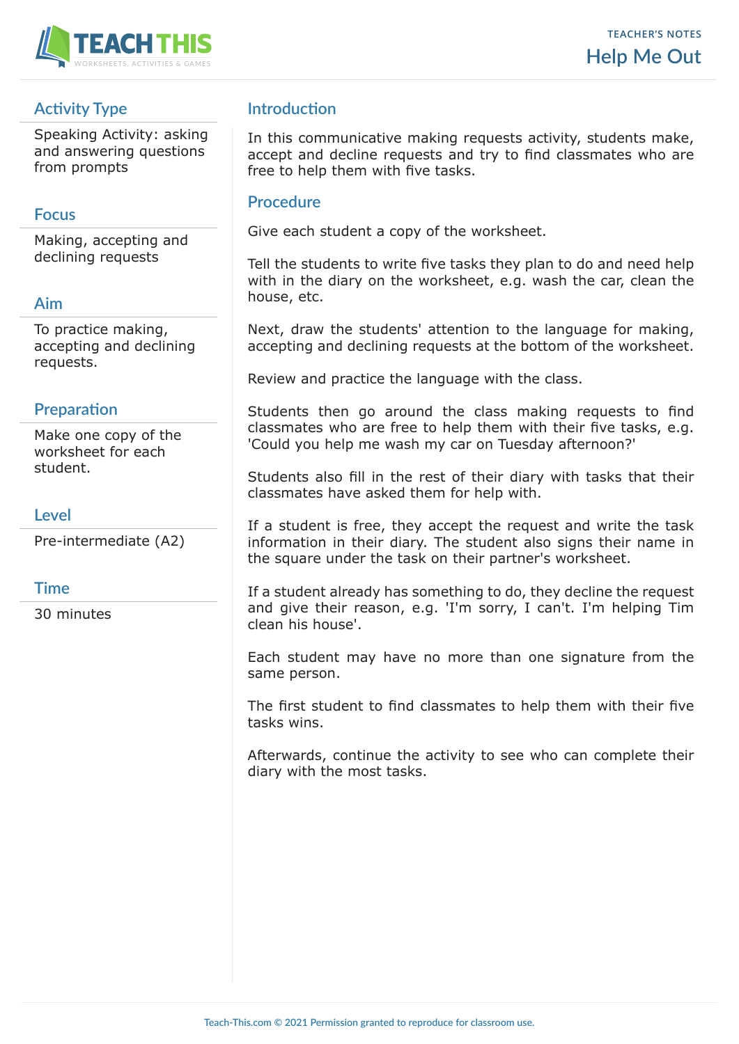TEACHER'S NOTES

# Help Me Out

## Activity Type

Speaking Activity: asking and answering questions from prompts

## Focus

Making, accepting and declining requests

## Aim

To practice making, accepting and declining requests.

## Preparation

Make one copy of the worksheet for each student.

## Level

Pre-intermediate (A2)

## Time

30 minutes

## Introduction

In this communicative making requests activity, students make, accept and decline requests and try to find classmates who are free to help them with five tasks.

## Procedure

Give each student a copy of the worksheet.

Tell the students to write five tasks they plan to do and need help with in the diary on the worksheet, e.g. wash the car, clean the house, etc.

Next, draw the students' attention to the language for making, accepting and declining requests at the bottom of the worksheet.

Review and practice the language with the class.

Students then go around the class making requests to find classmates who are free to help them with their five tasks, e.g. 'Could you help me wash my car on Tuesday afternoon?'

Students also fill in the rest of their diary with tasks that their classmates have asked them for help with.

If a student is free, they accept the request and write the task information in their diary. The student also signs their name in the square under the task on their partner's worksheet.

If a student already has something to do, they decline the request and give their reason, e.g. 'I'm sorry, I can't. I'm helping Tim clean his house'.

Each student may have no more than one signature from the same person.

The first student to find classmates to help them with their five tasks wins.

Afterwards, continue the activity to see who can complete their diary with the most tasks.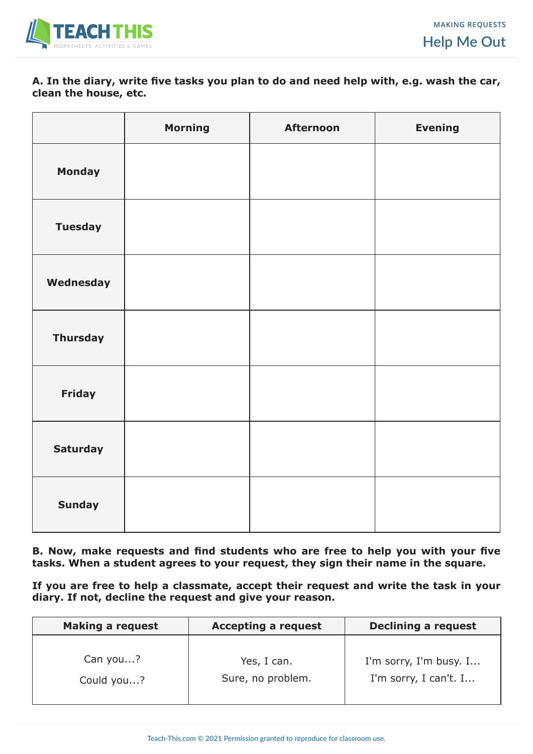**MAKING REQUESTS**

# Help Me Out

**A. In the diary, write five tasks you plan to do and need help with, e.g. wash the car, clean the house, etc.**

| | Morning | Afternoon | Evening |
|---|---|---|---|
| **Monday** | | | |
| **Tuesday** | | | |
| **Wednesday** | | | |
| **Thursday** | | | |
| **Friday** | | | |
| **Saturday** | | | |
| **Sunday** | | | |

**B. Now, make requests and find students who are free to help you with your five tasks. When a student agrees to your request, they sign their name in the square.**

**If you are free to help a classmate, accept their request and write the task in your diary. If not, decline the request and give your reason.**

| Making a request | Accepting a request | Declining a request |
|---|---|---|
| Can you...?<br>Could you...? | Yes, I can.<br>Sure, no problem. | I'm sorry, I'm busy. I...<br>I'm sorry, I can't. I... |